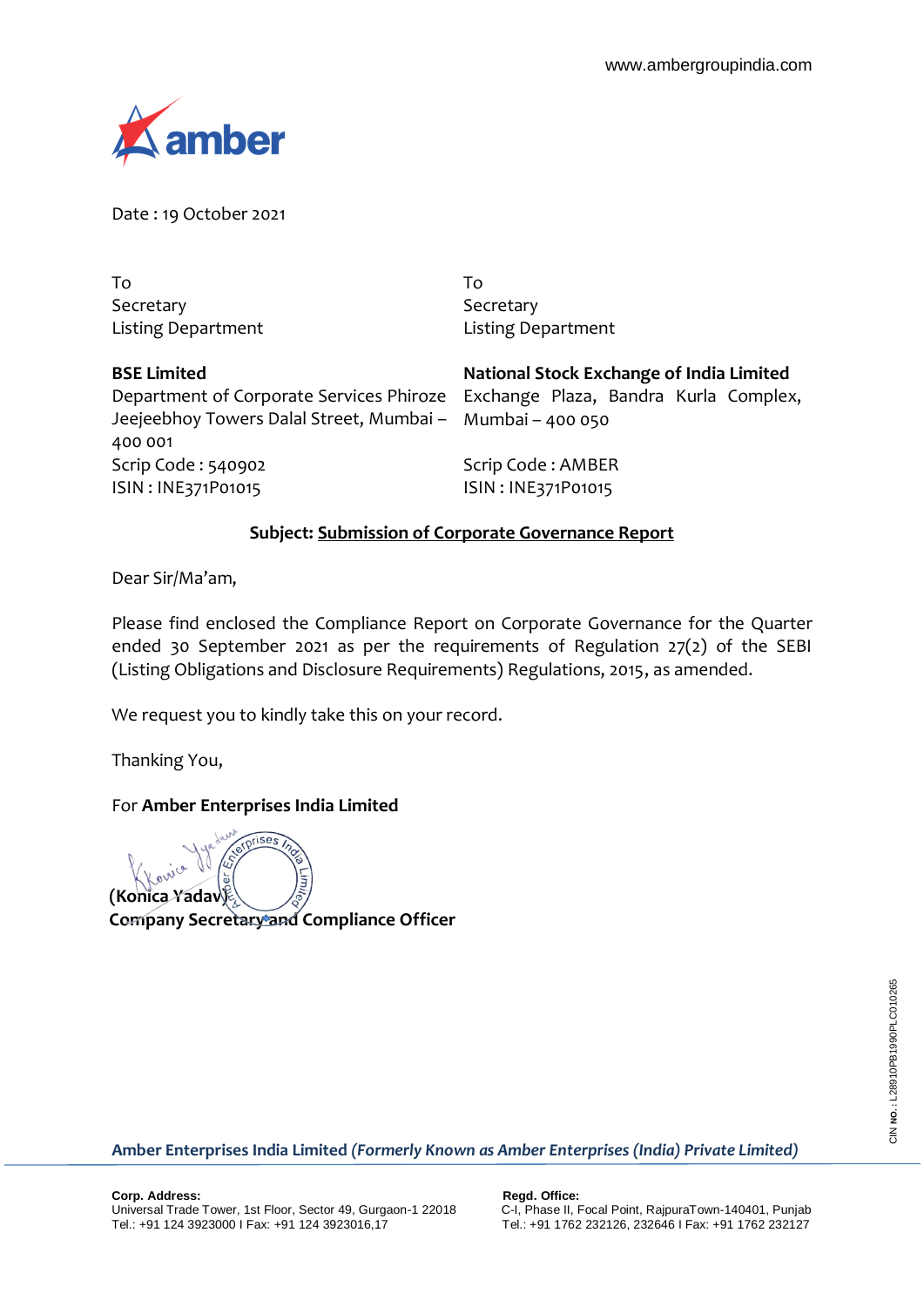www.ambergroupindia.com

Date : 19 October 2021

| To | To |
|---|---|
| Secretary | Secretary |
| Listing Department | Listing Department |
| | |
| **BSE Limited** | **National Stock Exchange of India Limited** |
| Department of Corporate Services Phiroze Jeejeebhoy Towers Dalal Street, Mumbai – 400 001 | Exchange Plaza, Bandra Kurla Complex, Mumbai – 400 050 |
| Scrip Code : 540902 | Scrip Code : AMBER |
| ISIN : INE371P01015 | ISIN : INE371P01015 |

**Subject: Submission of Corporate Governance Report**

Dear Sir/Ma'am,

Please find enclosed the Compliance Report on Corporate Governance for the Quarter ended 30 September 2021 as per the requirements of Regulation 27(2) of the SEBI (Listing Obligations and Disclosure Requirements) Regulations, 2015, as amended.

We request you to kindly take this on your record.

Thanking You,

For **Amber Enterprises India Limited**

**(Konica Yadav)**
**Company Secretary and Compliance Officer**

**Amber Enterprises India Limited** ***(Formerly Known as Amber Enterprises (India) Private Limited)***

**Corp. Address:**
Universal Trade Tower, 1st Floor, Sector 49, Gurgaon-1 22018
Tel.: +91 124 3923000 I Fax: +91 124 3923016,17

**Regd. Office:**
C-I, Phase II, Focal Point, RajpuraTown-140401, Punjab
Tel.: +91 1762 232126, 232646 I Fax: +91 1762 232127

CIN NO.: L28910PB1990PLC010265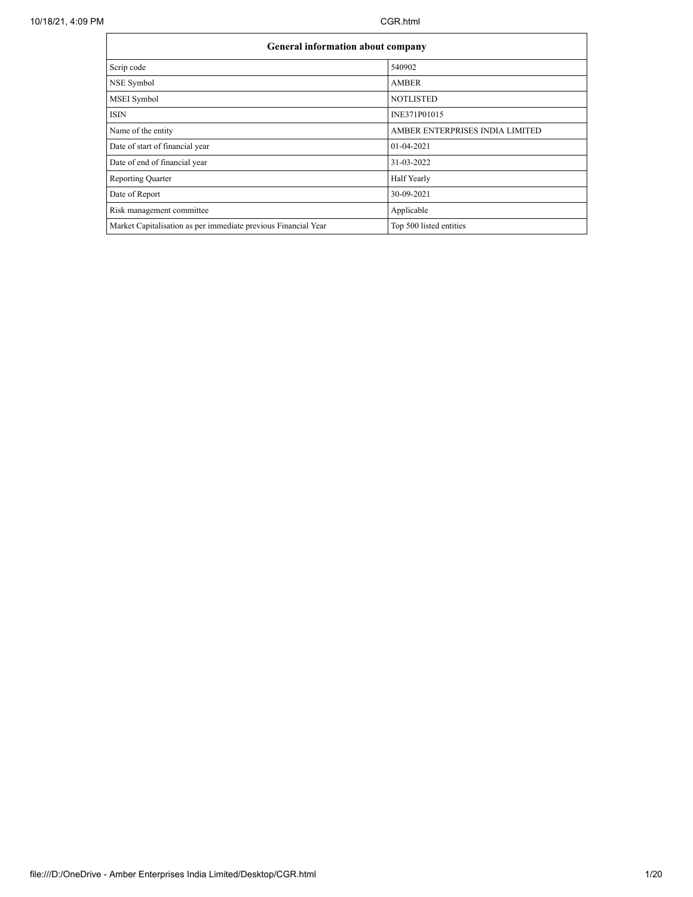| General information about company | |
|---|---|
| Scrip code | 540902 |
| NSE Symbol | AMBER |
| MSEI Symbol | NOTLISTED |
| ISIN | INE371P01015 |
| Name of the entity | AMBER ENTERPRISES INDIA LIMITED |
| Date of start of financial year | 01-04-2021 |
| Date of end of financial year | 31-03-2022 |
| Reporting Quarter | Half Yearly |
| Date of Report | 30-09-2021 |
| Risk management committee | Applicable |
| Market Capitalisation as per immediate previous Financial Year | Top 500 listed entities |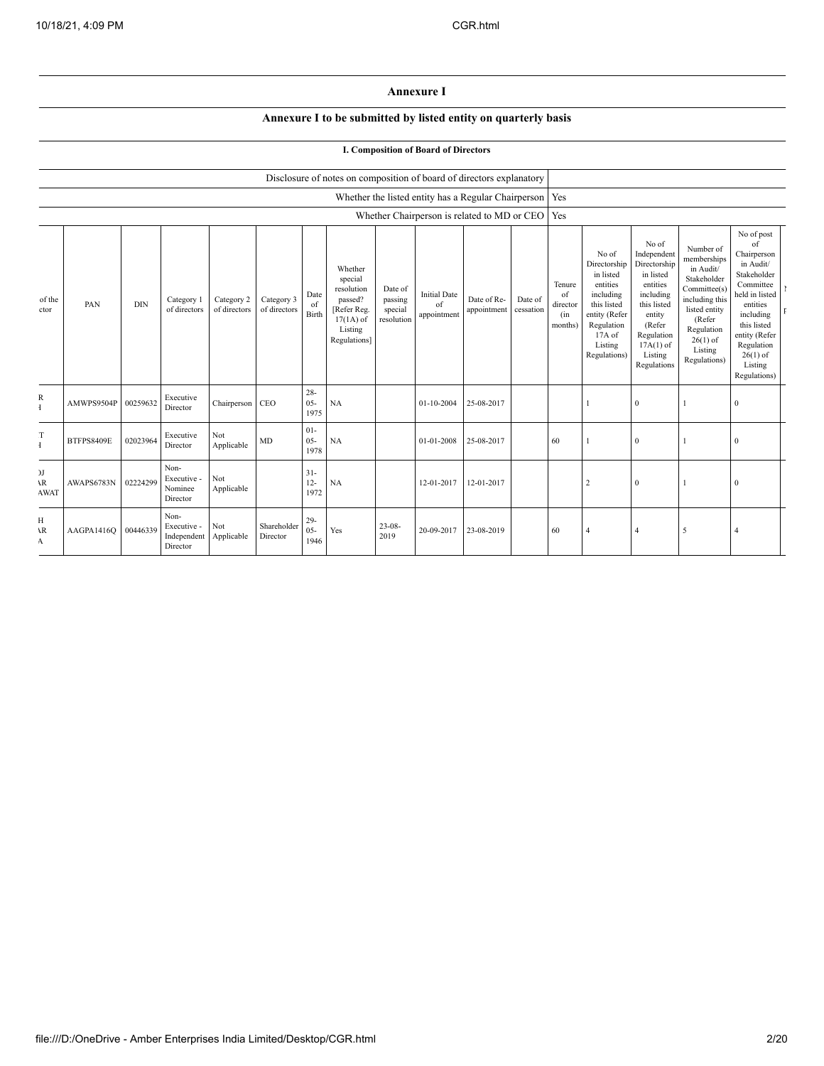# Annexure I

## Annexure I to be submitted by listed entity on quarterly basis

### I. Composition of Board of Directors

| Disclosure of notes on composition of board of directors explanatory | |
|---|---|
| Whether the listed entity has a Regular Chairperson | Yes |
| Whether Chairperson is related to MD or CEO | Yes |

| of the ctor | PAN | DIN | Category 1 of directors | Category 2 of directors | Category 3 of directors | Date of Birth | Whether special resolution passed? [Refer Reg. 17(1A) of Listing Regulations] | Date of passing special resolution | Initial Date of appointment | Date of Re-appointment | Date of cessation | Tenure of director (in months) | No of Directorship in listed entities including this listed entity (Refer Regulation 17A of Listing Regulations) | No of Independent Directorship in listed entities including this listed entity (Refer Regulation 17A(1) of Listing Regulations | Number of memberships in Audit/ Stakeholder Committee(s) including this listed entity (Refer Regulation 26(1) of Listing Regulations) | No of post of Chairperson in Audit/ Stakeholder Committee held in listed entities including this listed entity (Refer Regulation 26(1) of Listing Regulations) |
|---|---|---|---|---|---|---|---|---|---|---|---|---|---|---|---|---|
| R H | AMWPS9504P | 00259632 | Executive Director | Chairperson | CEO | 28-05-1975 | NA | | 01-10-2004 | 25-08-2017 | | | 1 | 0 | 1 | 0 |
| T H | BTFPS8409E | 02023964 | Executive Director | Not Applicable | MD | 01-05-1978 | NA | | 01-01-2008 | 25-08-2017 | | 60 | 1 | 0 | 1 | 0 |
| OJ AR AWAT | AWAPS6783N | 02224299 | Non-Executive - Nominee Director | Not Applicable | | 31-12-1972 | NA | | 12-01-2017 | 12-01-2017 | | | 2 | 0 | 1 | 0 |
| H AR A | AAGPA1416Q | 00446339 | Non-Executive - Independent Director | Not Applicable | Shareholder Director | 29-05-1946 | Yes | 23-08-2019 | 20-09-2017 | 23-08-2019 | | 60 | 4 | 4 | 5 | 4 |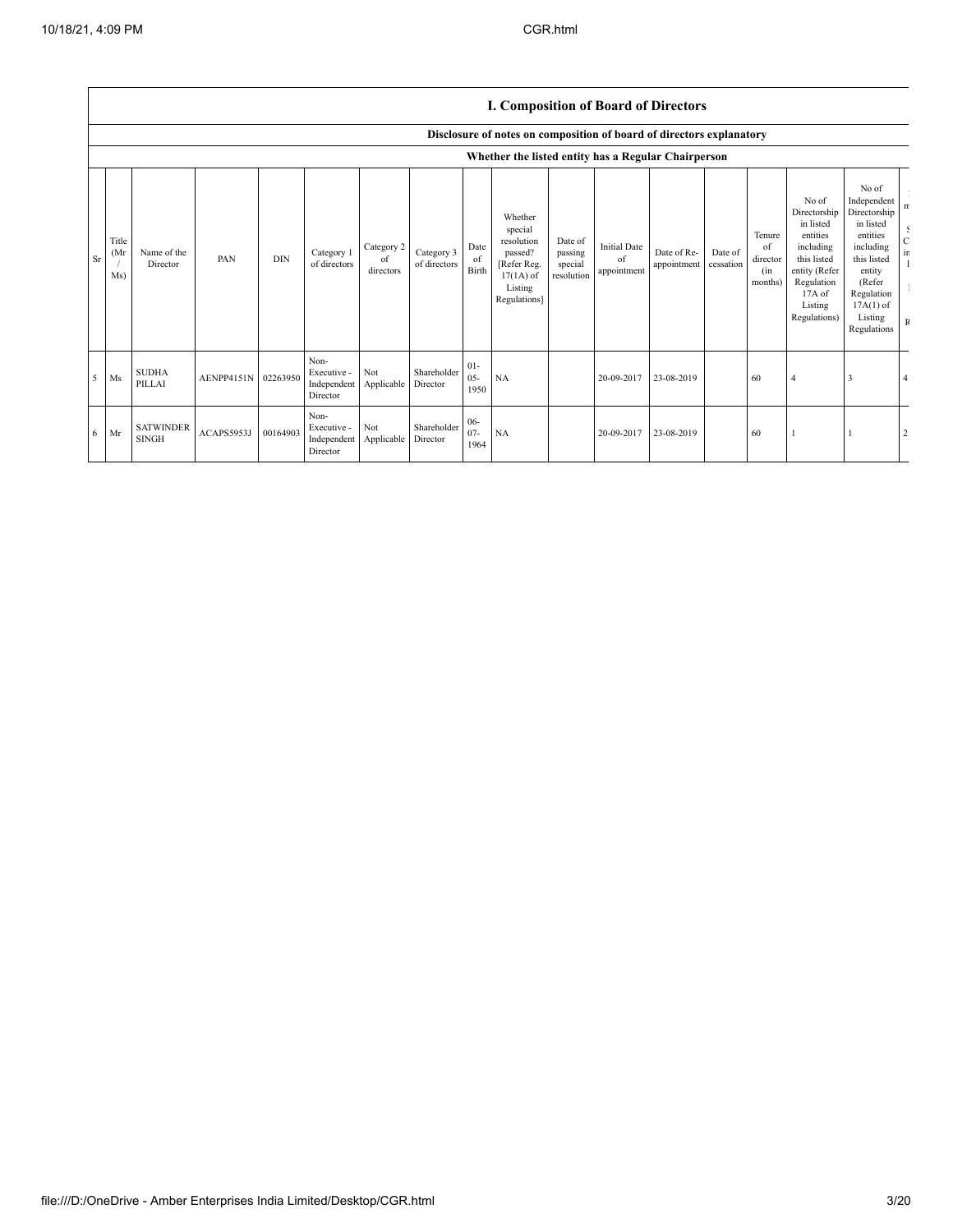## I. Composition of Board of Directors

### Disclosure of notes on composition of board of directors explanatory

### Whether the listed entity has a Regular Chairperson

| Sr | Title (Mr / Ms) | Name of the Director | PAN | DIN | Category 1 of directors | Category 2 of directors | Category 3 of directors | Date of Birth | Whether special resolution passed? [Refer Reg. 17(1A) of Listing Regulations] | Date of passing special resolution | Initial Date of appointment | Date of Re-appointment | Date of cessation | Tenure of director (in months) | No of Directorship in listed entities including this listed entity (Refer Regulation 17A of Listing Regulations) | No of Independent Directorship in listed entities including this listed entity (Refer Regulation 17A(1) of Listing Regulations | |
|---|---|---|---|---|---|---|---|---|---|---|---|---|---|---|---|---|---|
| 5 | Ms | SUDHA PILLAI | AENPP4151N | 02263950 | Non-Executive - Independent Director | Not Applicable | Shareholder Director | 01-05-1950 | NA | | 20-09-2017 | 23-08-2019 | | 60 | 4 | 3 | 4 |
| 6 | Mr | SATWINDER SINGH | ACAPS5953J | 00164903 | Non-Executive - Independent Director | Not Applicable | Shareholder Director | 06-07-1964 | NA | | 20-09-2017 | 23-08-2019 | | 60 | 1 | 1 | 2 |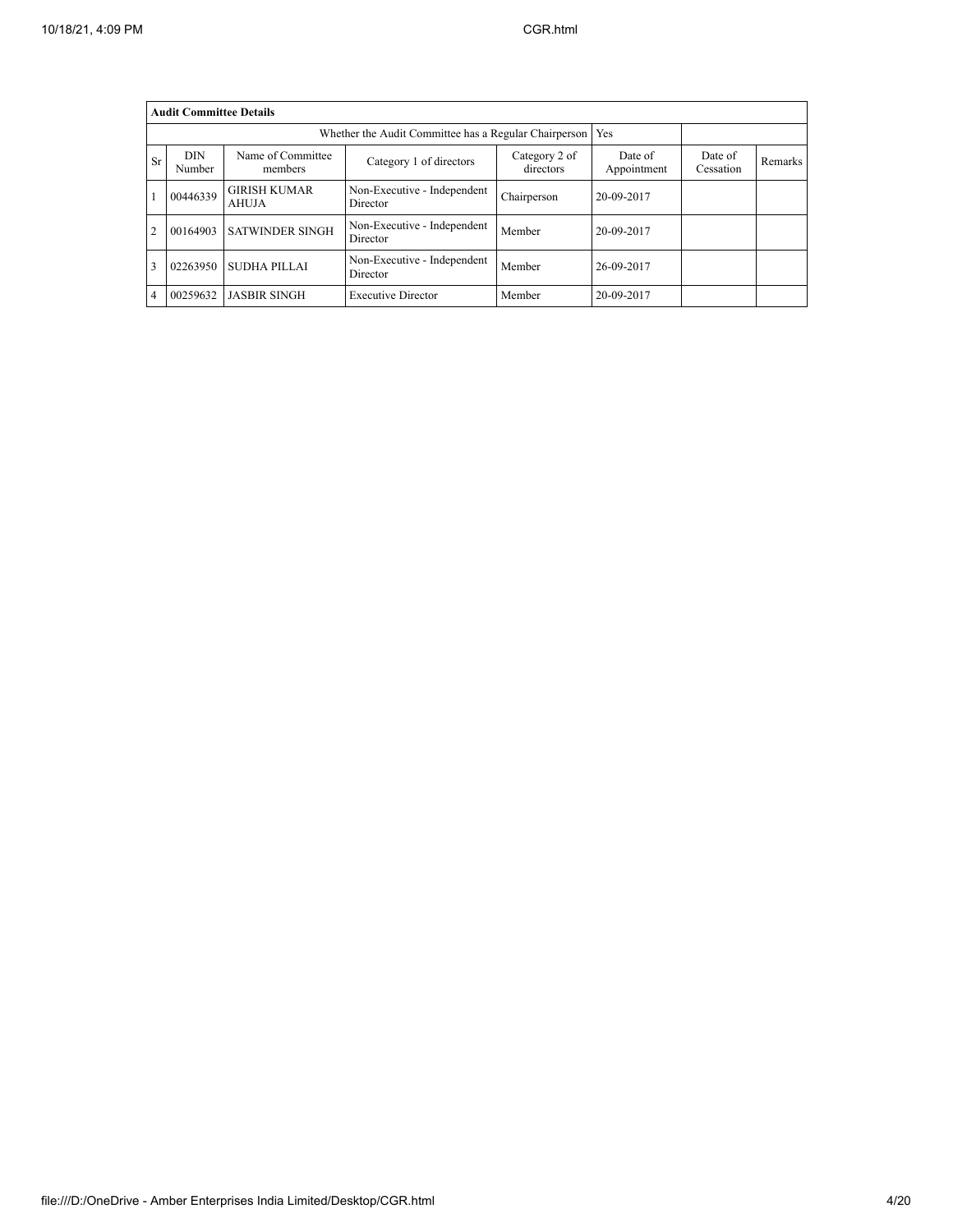| **Audit Committee Details** | | | | | | | |
|---|---|---|---|---|---|---|---|
| Whether the Audit Committee has a Regular Chairperson | | | | | Yes | | |
| Sr | DIN Number | Name of Committee members | Category 1 of directors | Category 2 of directors | Date of Appointment | Date of Cessation | Remarks |
| 1 | 00446339 | GIRISH KUMAR AHUJA | Non-Executive - Independent Director | Chairperson | 20-09-2017 | | |
| 2 | 00164903 | SATWINDER SINGH | Non-Executive - Independent Director | Member | 20-09-2017 | | |
| 3 | 02263950 | SUDHA PILLAI | Non-Executive - Independent Director | Member | 26-09-2017 | | |
| 4 | 00259632 | JASBIR SINGH | Executive Director | Member | 20-09-2017 | | |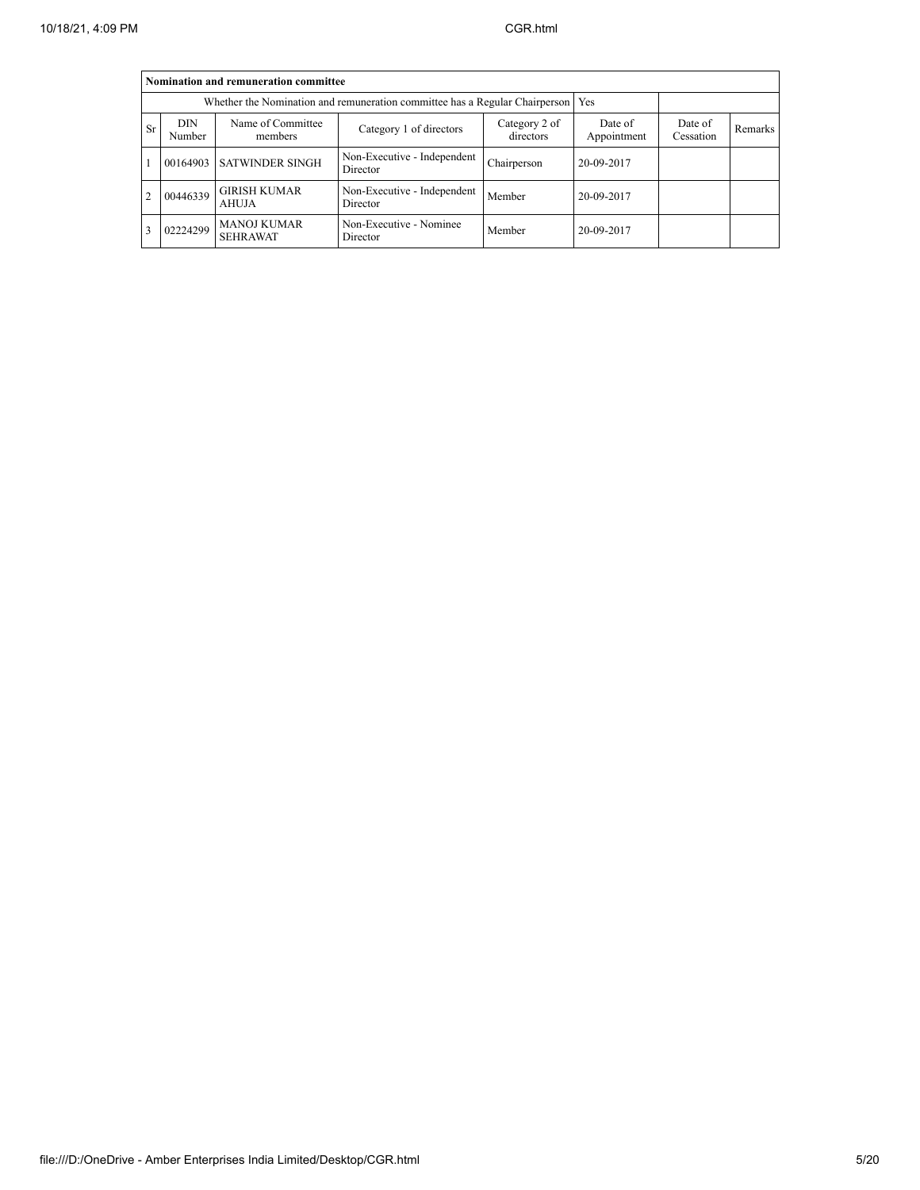| Nomination and remuneration committee | | | | | | | |
|---|---|---|---|---|---|---|---|
| Whether the Nomination and remuneration committee has a Regular Chairperson | | | | | Yes | | |
| Sr | DIN Number | Name of Committee members | Category 1 of directors | Category 2 of directors | Date of Appointment | Date of Cessation | Remarks |
| 1 | 00164903 | SATWINDER SINGH | Non-Executive - Independent Director | Chairperson | 20-09-2017 | | |
| 2 | 00446339 | GIRISH KUMAR AHUJA | Non-Executive - Independent Director | Member | 20-09-2017 | | |
| 3 | 02224299 | MANOJ KUMAR SEHRAWAT | Non-Executive - Nominee Director | Member | 20-09-2017 | | |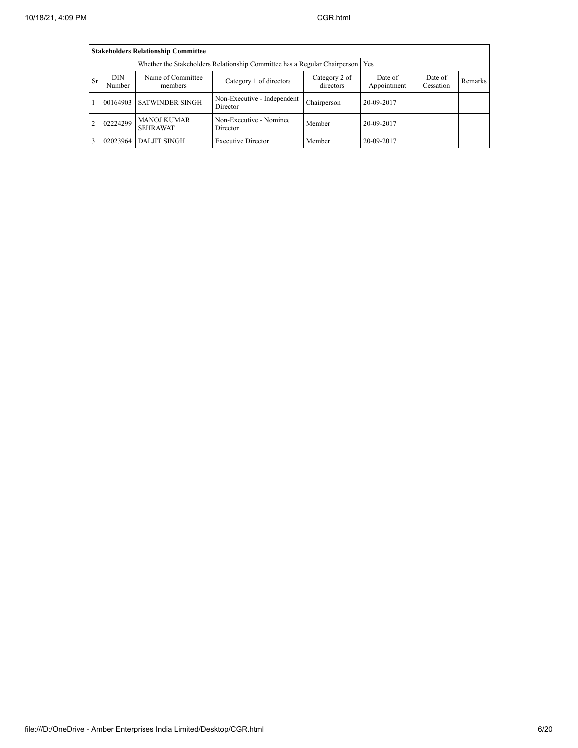| Stakeholders Relationship Committee | | | | | | | |
|---|---|---|---|---|---|---|---|
| Whether the Stakeholders Relationship Committee has a Regular Chairperson | | | | | Yes | | |
| Sr | DIN Number | Name of Committee members | Category 1 of directors | Category 2 of directors | Date of Appointment | Date of Cessation | Remarks |
| 1 | 00164903 | SATWINDER SINGH | Non-Executive - Independent Director | Chairperson | 20-09-2017 | | |
| 2 | 02224299 | MANOJ KUMAR SEHRAWAT | Non-Executive - Nominee Director | Member | 20-09-2017 | | |
| 3 | 02023964 | DALJIT SINGH | Executive Director | Member | 20-09-2017 | | |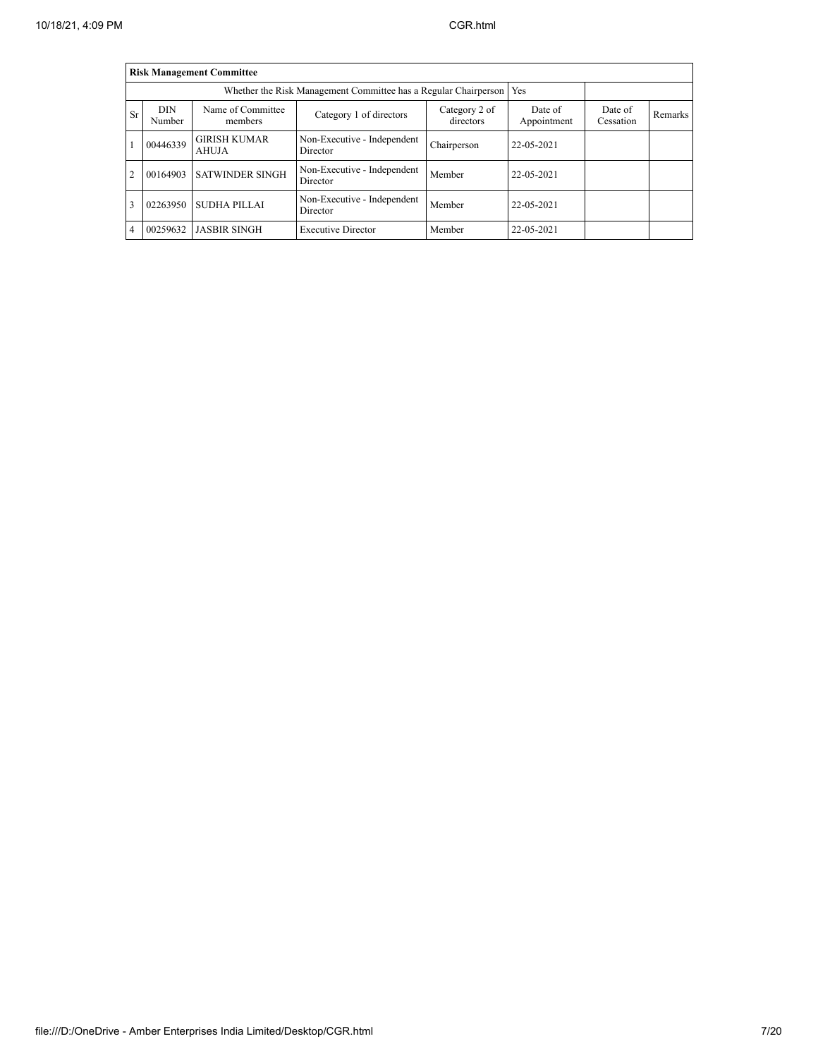| Risk Management Committee | | | | | | | |
|---|---|---|---|---|---|---|---|
| Whether the Risk Management Committee has a Regular Chairperson | | | | | Yes | | |
| Sr | DIN Number | Name of Committee members | Category 1 of directors | Category 2 of directors | Date of Appointment | Date of Cessation | Remarks |
| 1 | 00446339 | GIRISH KUMAR AHUJA | Non-Executive - Independent Director | Chairperson | 22-05-2021 | | |
| 2 | 00164903 | SATWINDER SINGH | Non-Executive - Independent Director | Member | 22-05-2021 | | |
| 3 | 02263950 | SUDHA PILLAI | Non-Executive - Independent Director | Member | 22-05-2021 | | |
| 4 | 00259632 | JASBIR SINGH | Executive Director | Member | 22-05-2021 | | |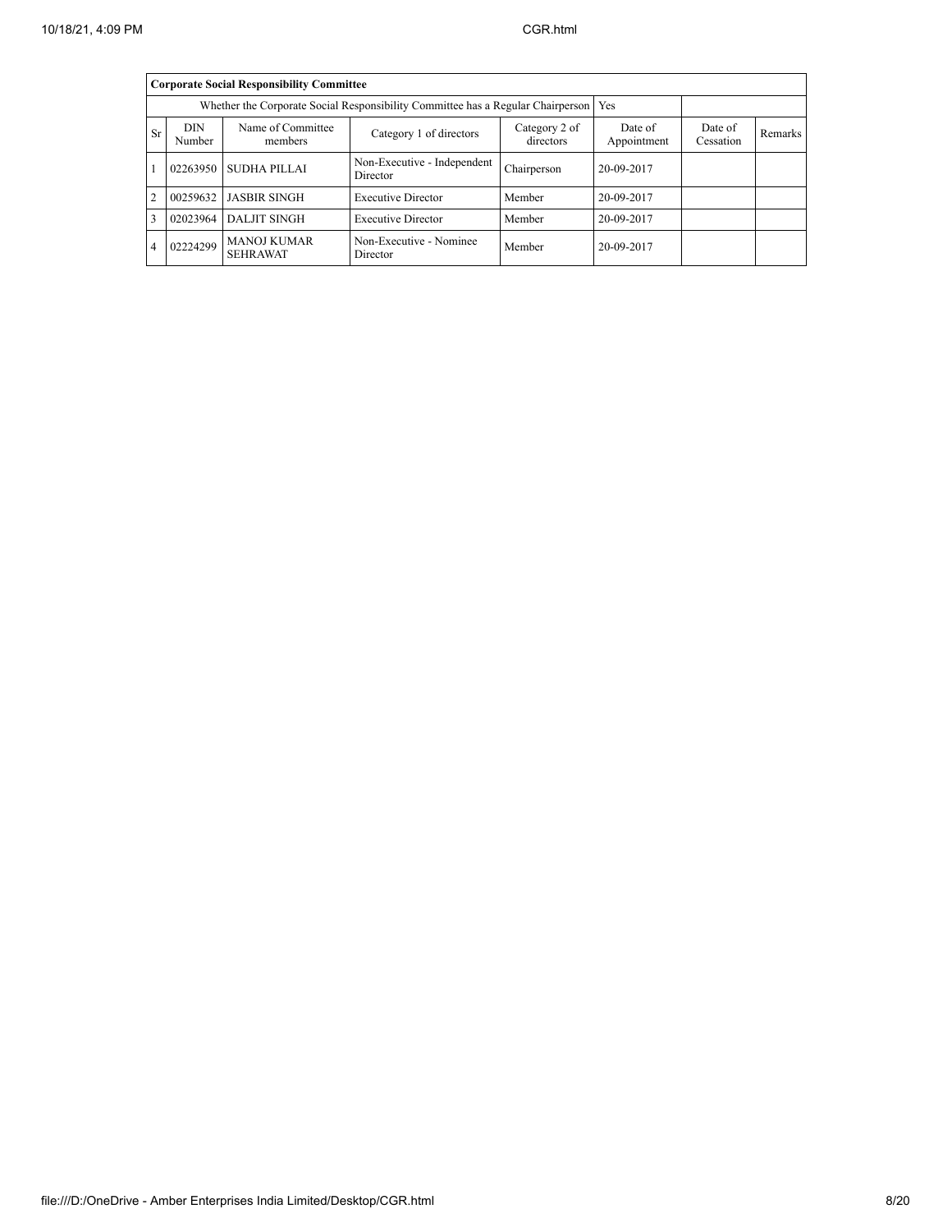| Corporate Social Responsibility Committee | | | | | | | |
|---|---|---|---|---|---|---|---|
| Whether the Corporate Social Responsibility Committee has a Regular Chairperson | | | | | Yes | | |
| Sr | DIN Number | Name of Committee members | Category 1 of directors | Category 2 of directors | Date of Appointment | Date of Cessation | Remarks |
| 1 | 02263950 | SUDHA PILLAI | Non-Executive - Independent Director | Chairperson | 20-09-2017 | | |
| 2 | 00259632 | JASBIR SINGH | Executive Director | Member | 20-09-2017 | | |
| 3 | 02023964 | DALJIT SINGH | Executive Director | Member | 20-09-2017 | | |
| 4 | 02224299 | MANOJ KUMAR SEHRAWAT | Non-Executive - Nominee Director | Member | 20-09-2017 | | |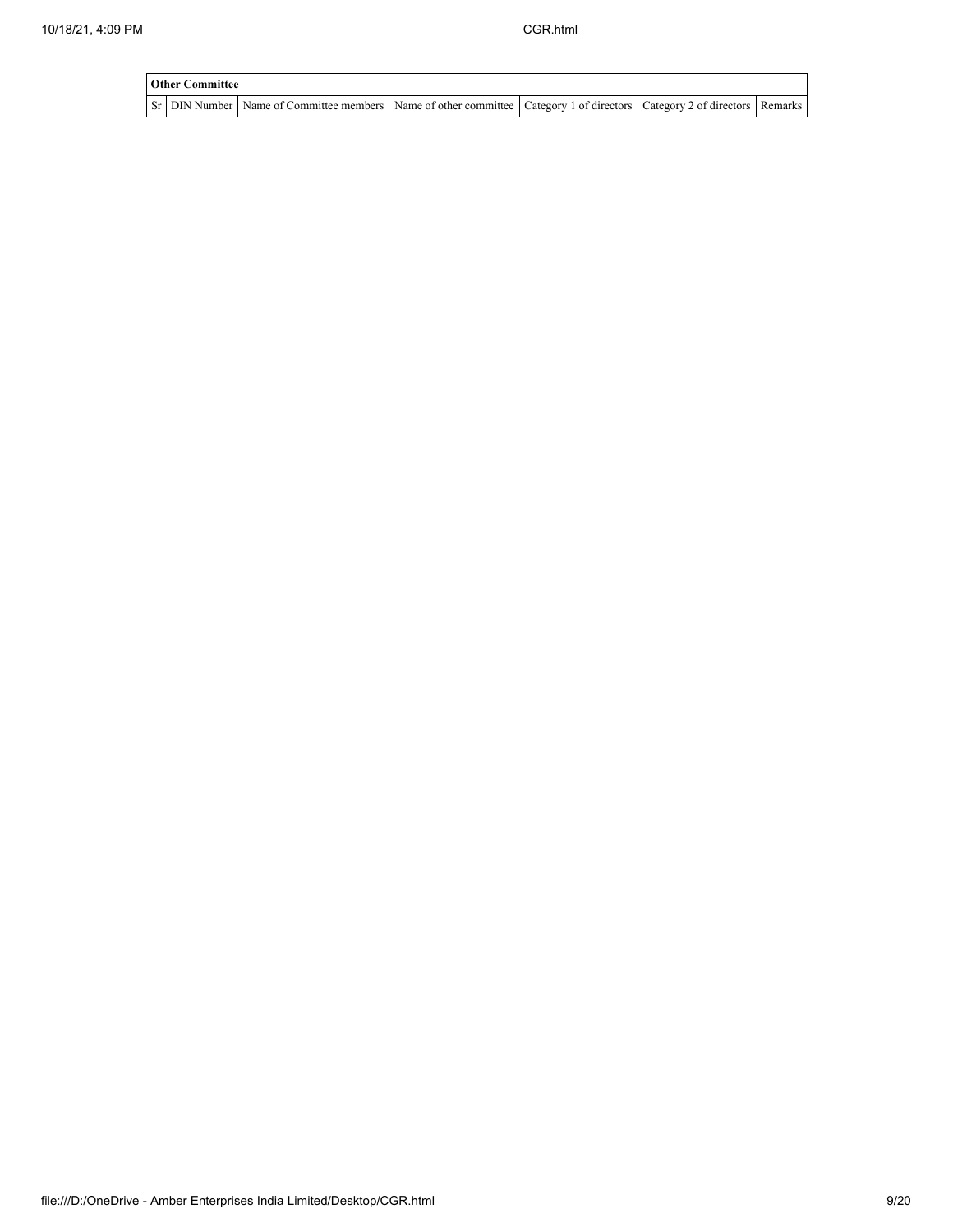**Other Committee**

| Sr | DIN Number | Name of Committee members | Name of other committee | Category 1 of directors | Category 2 of directors | Remarks |
|---|---|---|---|---|---|---|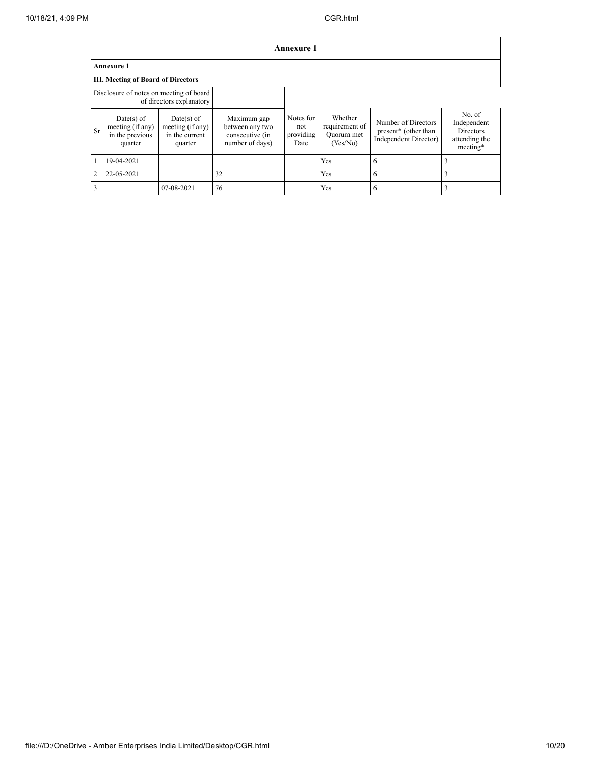| Annexure 1 | | | | | | | |
|---|---|---|---|---|---|---|---|
| **Annexure 1** | | | | | | | |
| **III. Meeting of Board of Directors** | | | | | | | |
| Disclosure of notes on meeting of board of directors explanatory | | | | | | | |
| Sr | Date(s) of meeting (if any) in the previous quarter | Date(s) of meeting (if any) in the current quarter | Maximum gap between any two consecutive (in number of days) | Notes for not providing Date | Whether requirement of Quorum met (Yes/No) | Number of Directors present* (other than Independent Director) | No. of Independent Directors attending the meeting* |
| 1 | 19-04-2021 | | | | Yes | 6 | 3 |
| 2 | 22-05-2021 | | 32 | | Yes | 6 | 3 |
| 3 | | 07-08-2021 | 76 | | Yes | 6 | 3 |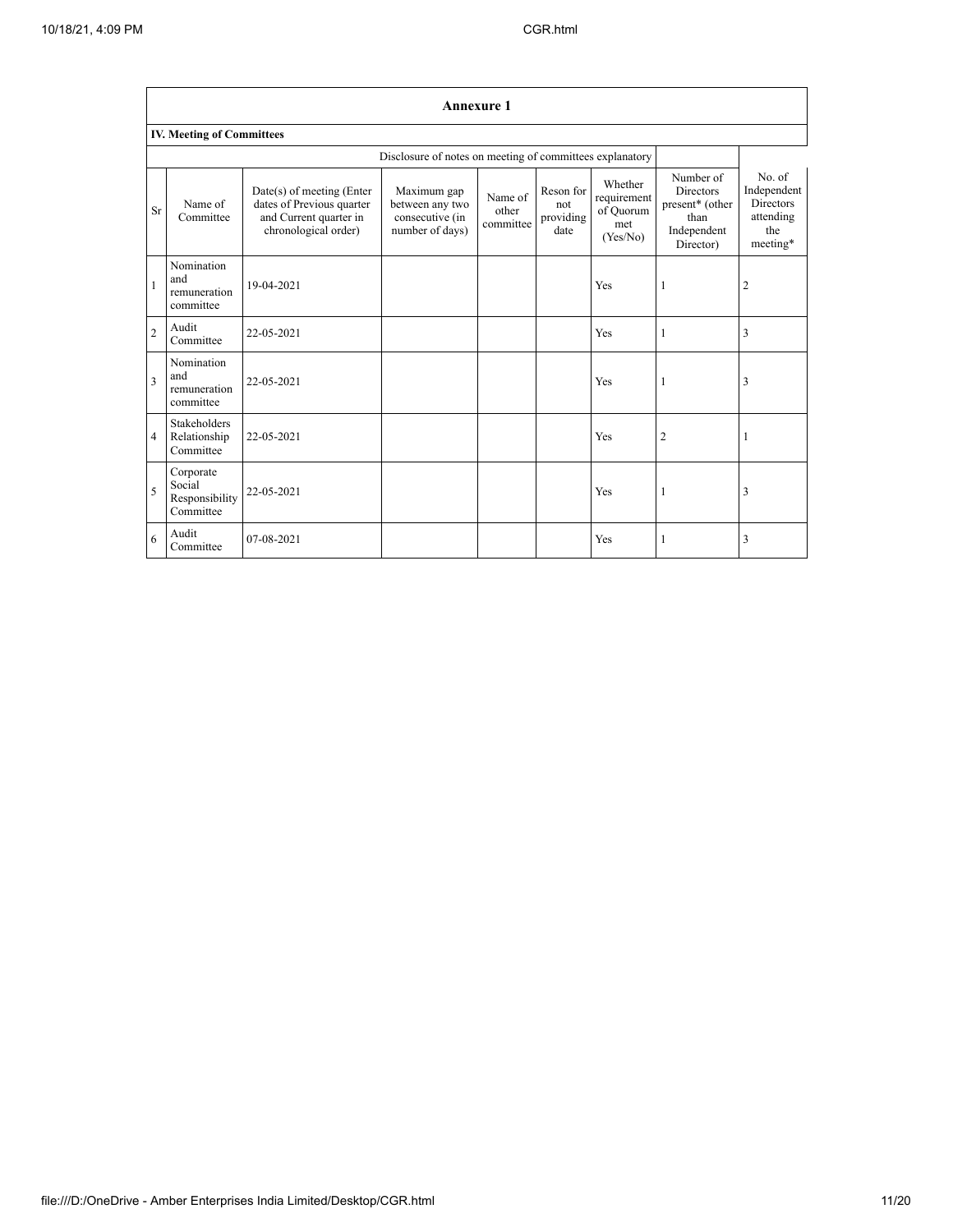## Annexure 1

### IV. Meeting of Committees

| | | Disclosure of notes on meeting of committees explanatory | | | | | | |
|---|---|---|---|---|---|---|---|---|
| Sr | Name of Committee | Date(s) of meeting (Enter dates of Previous quarter and Current quarter in chronological order) | Maximum gap between any two consecutive (in number of days) | Name of other committee | Reson for not providing date | Whether requirement of Quorum met (Yes/No) | Number of Directors present* (other than Independent Director) | No. of Independent Directors attending the meeting* |
| 1 | Nomination and remuneration committee | 19-04-2021 | | | | Yes | 1 | 2 |
| 2 | Audit Committee | 22-05-2021 | | | | Yes | 1 | 3 |
| 3 | Nomination and remuneration committee | 22-05-2021 | | | | Yes | 1 | 3 |
| 4 | Stakeholders Relationship Committee | 22-05-2021 | | | | Yes | 2 | 1 |
| 5 | Corporate Social Responsibility Committee | 22-05-2021 | | | | Yes | 1 | 3 |
| 6 | Audit Committee | 07-08-2021 | | | | Yes | 1 | 3 |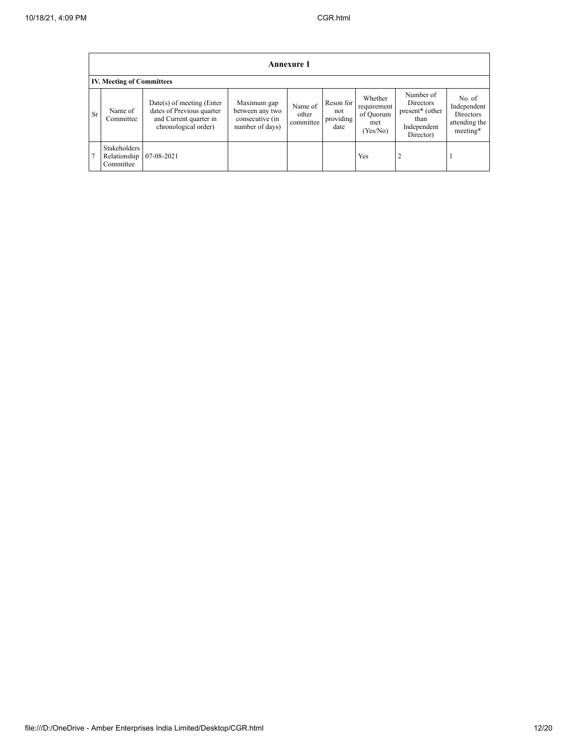## Annexure 1

### IV. Meeting of Committees

| Sr | Name of Committee | Date(s) of meeting (Enter dates of Previous quarter and Current quarter in chronological order) | Maximum gap between any two consecutive (in number of days) | Name of other committee | Reson for not providing date | Whether requirement of Quorum met (Yes/No) | Number of Directors present* (other than Independent Director) | No. of Independent Directors attending the meeting* |
|---|---|---|---|---|---|---|---|---|
| 7 | Stakeholders Relationship Committee | 07-08-2021 | | | | Yes | 2 | 1 |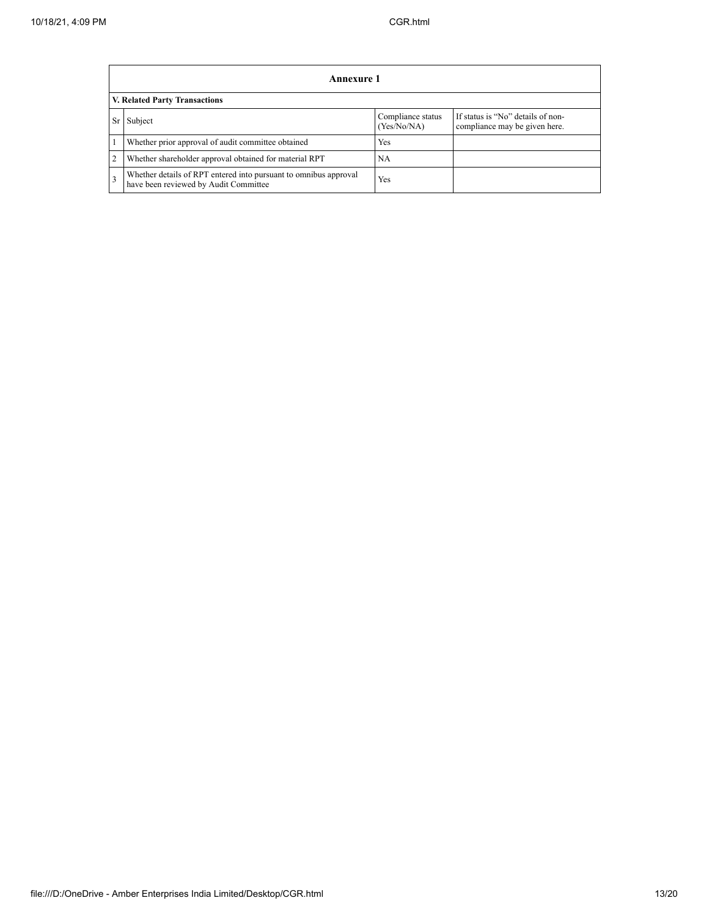| Annexure 1 | | | |
|---|---|---|---|
| **V. Related Party Transactions** | | | |
| Sr | Subject | Compliance status (Yes/No/NA) | If status is “No” details of non-compliance may be given here. |
| 1 | Whether prior approval of audit committee obtained | Yes | |
| 2 | Whether shareholder approval obtained for material RPT | NA | |
| 3 | Whether details of RPT entered into pursuant to omnibus approval have been reviewed by Audit Committee | Yes | |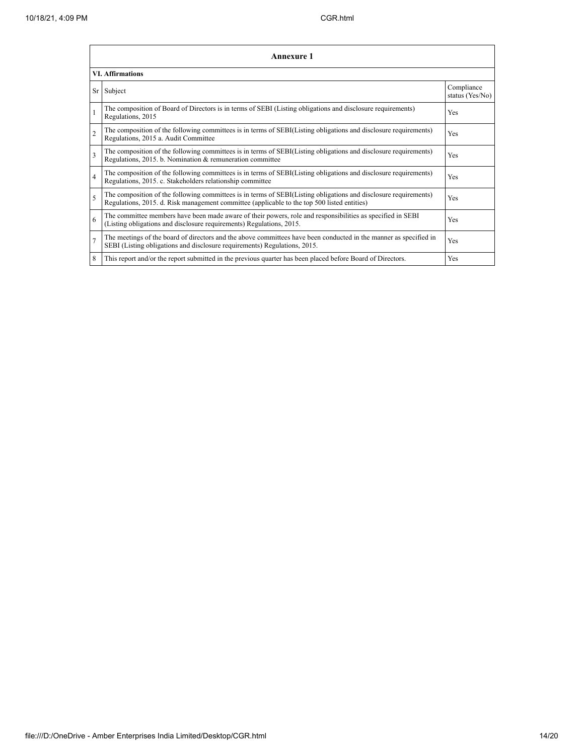## Annexure 1

### VI. Affirmations

| Sr | Subject | Compliance status (Yes/No) |
|---|---|---|
| 1 | The composition of Board of Directors is in terms of SEBI (Listing obligations and disclosure requirements) Regulations, 2015 | Yes |
| 2 | The composition of the following committees is in terms of SEBI(Listing obligations and disclosure requirements) Regulations, 2015 a. Audit Committee | Yes |
| 3 | The composition of the following committees is in terms of SEBI(Listing obligations and disclosure requirements) Regulations, 2015. b. Nomination & remuneration committee | Yes |
| 4 | The composition of the following committees is in terms of SEBI(Listing obligations and disclosure requirements) Regulations, 2015. c. Stakeholders relationship committee | Yes |
| 5 | The composition of the following committees is in terms of SEBI(Listing obligations and disclosure requirements) Regulations, 2015. d. Risk management committee (applicable to the top 500 listed entities) | Yes |
| 6 | The committee members have been made aware of their powers, role and responsibilities as specified in SEBI (Listing obligations and disclosure requirements) Regulations, 2015. | Yes |
| 7 | The meetings of the board of directors and the above committees have been conducted in the manner as specified in SEBI (Listing obligations and disclosure requirements) Regulations, 2015. | Yes |
| 8 | This report and/or the report submitted in the previous quarter has been placed before Board of Directors. | Yes |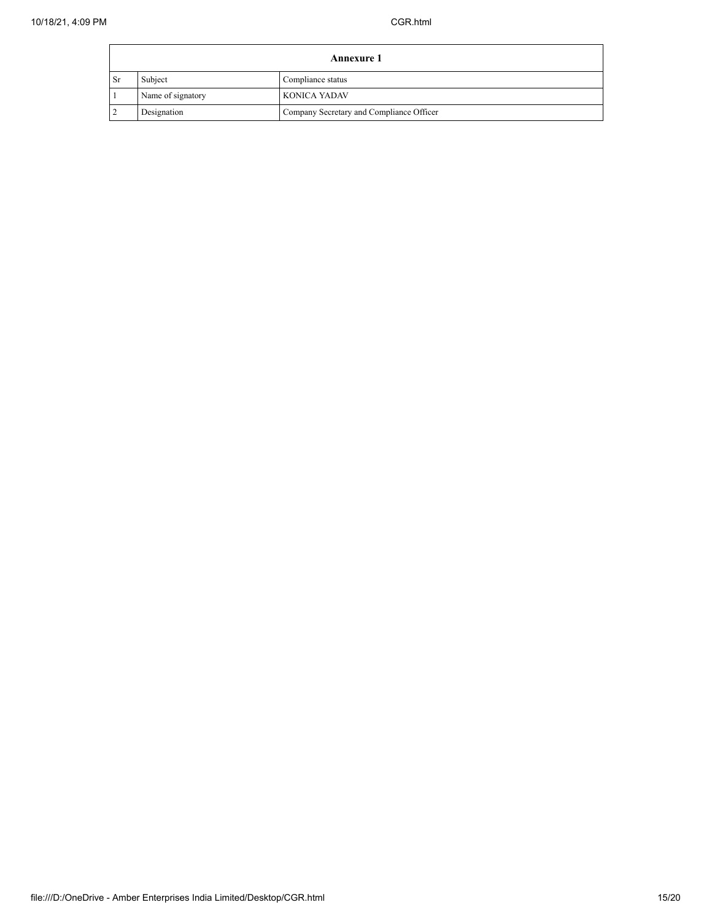| Annexure 1 | | |
|---|---|---|
| Sr | Subject | Compliance status |
| 1 | Name of signatory | KONICA YADAV |
| 2 | Designation | Company Secretary and Compliance Officer |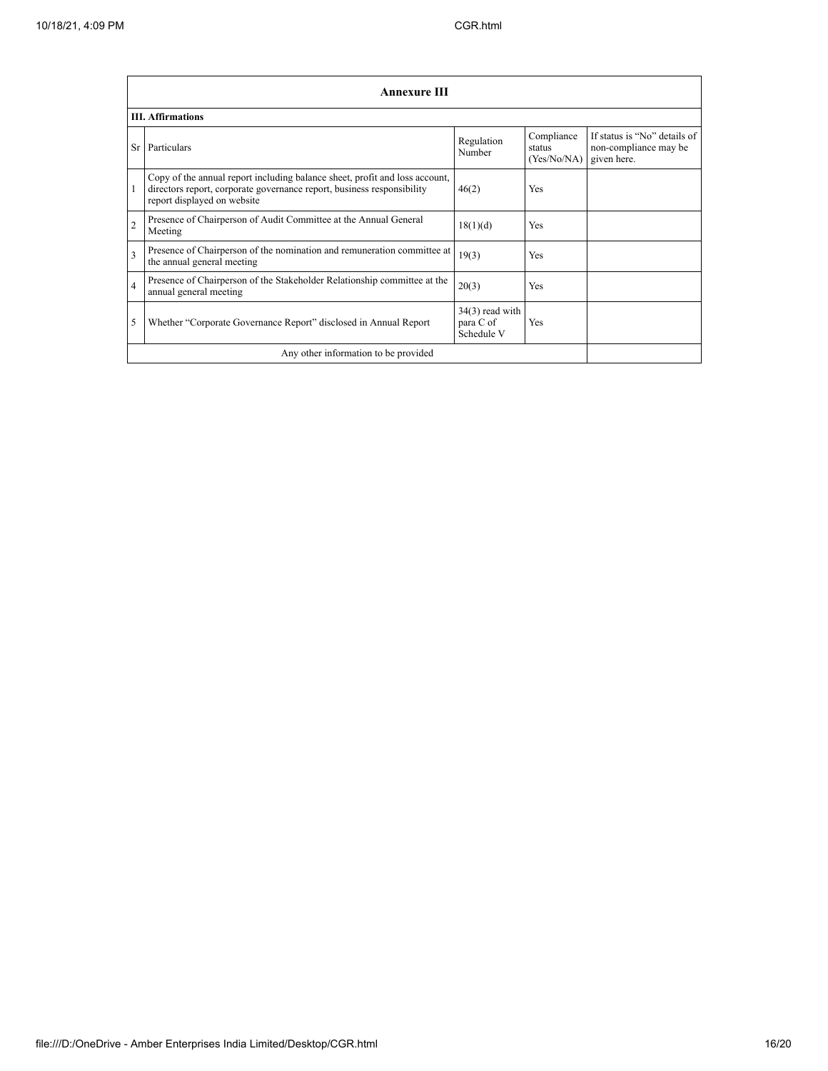## Annexure III

### III. Affirmations

| Sr | Particulars | Regulation Number | Compliance status (Yes/No/NA) | If status is "No" details of non-compliance may be given here. |
|---|---|---|---|---|
| 1 | Copy of the annual report including balance sheet, profit and loss account, directors report, corporate governance report, business responsibility report displayed on website | 46(2) | Yes | |
| 2 | Presence of Chairperson of Audit Committee at the Annual General Meeting | 18(1)(d) | Yes | |
| 3 | Presence of Chairperson of the nomination and remuneration committee at the annual general meeting | 19(3) | Yes | |
| 4 | Presence of Chairperson of the Stakeholder Relationship committee at the annual general meeting | 20(3) | Yes | |
| 5 | Whether "Corporate Governance Report" disclosed in Annual Report | 34(3) read with para C of Schedule V | Yes | |
| | Any other information to be provided | | | |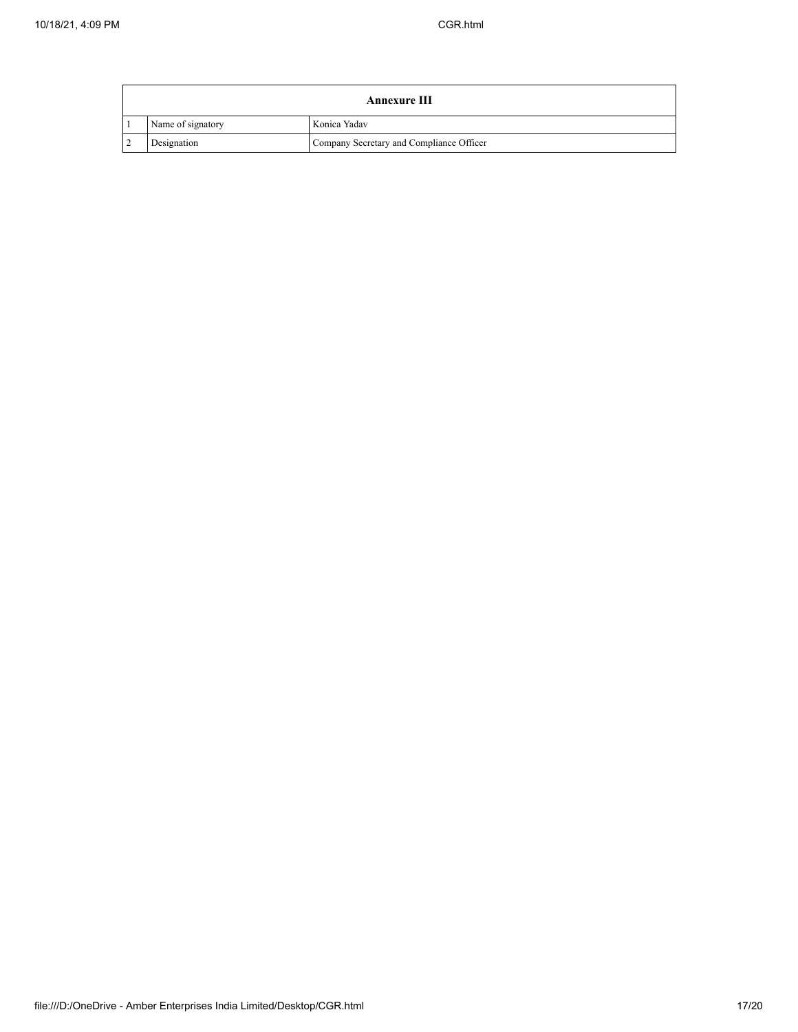| Annexure III | | |
|---|---|---|
| 1 | Name of signatory | Konica Yadav |
| 2 | Designation | Company Secretary and Compliance Officer |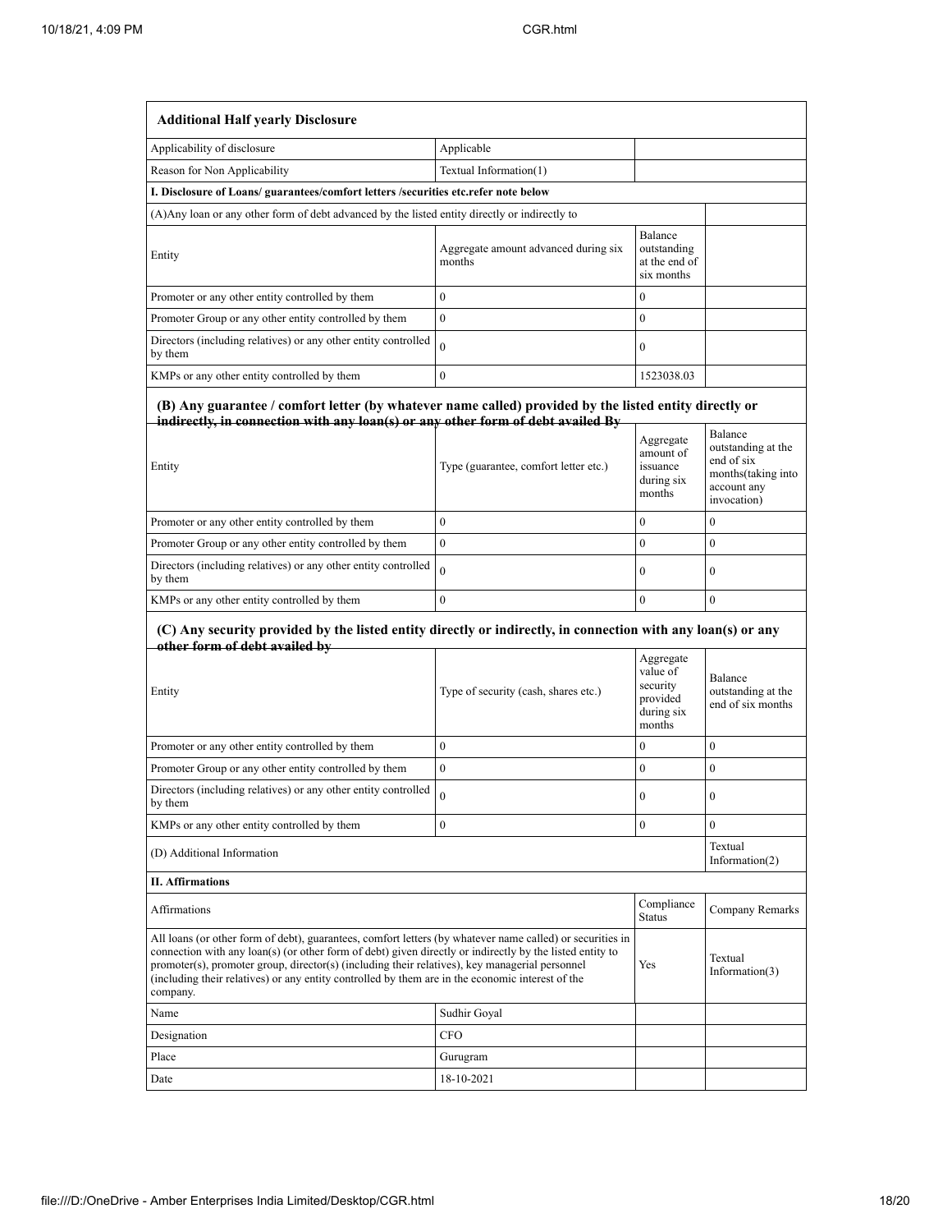| **Additional Half yearly Disclosure** | | | |
|---|---|---|---|
| Applicability of disclosure | Applicable | | |
| Reason for Non Applicability | Textual Information(1) | | |
| **I. Disclosure of Loans/ guarantees/comfort letters /securities etc.refer note below** | | | |
| (A)Any loan or any other form of debt advanced by the listed entity directly or indirectly to | | | |
| Entity | Aggregate amount advanced during six months | Balance outstanding at the end of six months | |
| Promoter or any other entity controlled by them | 0 | 0 | |
| Promoter Group or any other entity controlled by them | 0 | 0 | |
| Directors (including relatives) or any other entity controlled by them | 0 | 0 | |
| KMPs or any other entity controlled by them | 0 | 1523038.03 | |

**(B) Any guarantee / comfort letter (by whatever name called) provided by the listed entity directly or indirectly, in connection with any loan(s) or any other form of debt availed By**

| Entity | Type (guarantee, comfort letter etc.) | Aggregate amount of issuance during six months | Balance outstanding at the end of six months(taking into account any invocation) |
|---|---|---|---|
| Promoter or any other entity controlled by them | 0 | 0 | 0 |
| Promoter Group or any other entity controlled by them | 0 | 0 | 0 |
| Directors (including relatives) or any other entity controlled by them | 0 | 0 | 0 |
| KMPs or any other entity controlled by them | 0 | 0 | 0 |

**(C) Any security provided by the listed entity directly or indirectly, in connection with any loan(s) or any other form of debt availed by**

| Entity | Type of security (cash, shares etc.) | Aggregate value of security provided during six months | Balance outstanding at the end of six months |
|---|---|---|---|
| Promoter or any other entity controlled by them | 0 | 0 | 0 |
| Promoter Group or any other entity controlled by them | 0 | 0 | 0 |
| Directors (including relatives) or any other entity controlled by them | 0 | 0 | 0 |
| KMPs or any other entity controlled by them | 0 | 0 | 0 |
| (D) Additional Information | | | Textual Information(2) |
| **II. Affirmations** | | | |
| Affirmations | | Compliance Status | Company Remarks |
| All loans (or other form of debt), guarantees, comfort letters (by whatever name called) or securities in connection with any loan(s) (or other form of debt) given directly or indirectly by the listed entity to promoter(s), promoter group, director(s) (including their relatives), key managerial personnel (including their relatives) or any entity controlled by them are in the economic interest of the company. | | Yes | Textual Information(3) |
| Name | Sudhir Goyal | | |
| Designation | CFO | | |
| Place | Gurugram | | |
| Date | 18-10-2021 | | |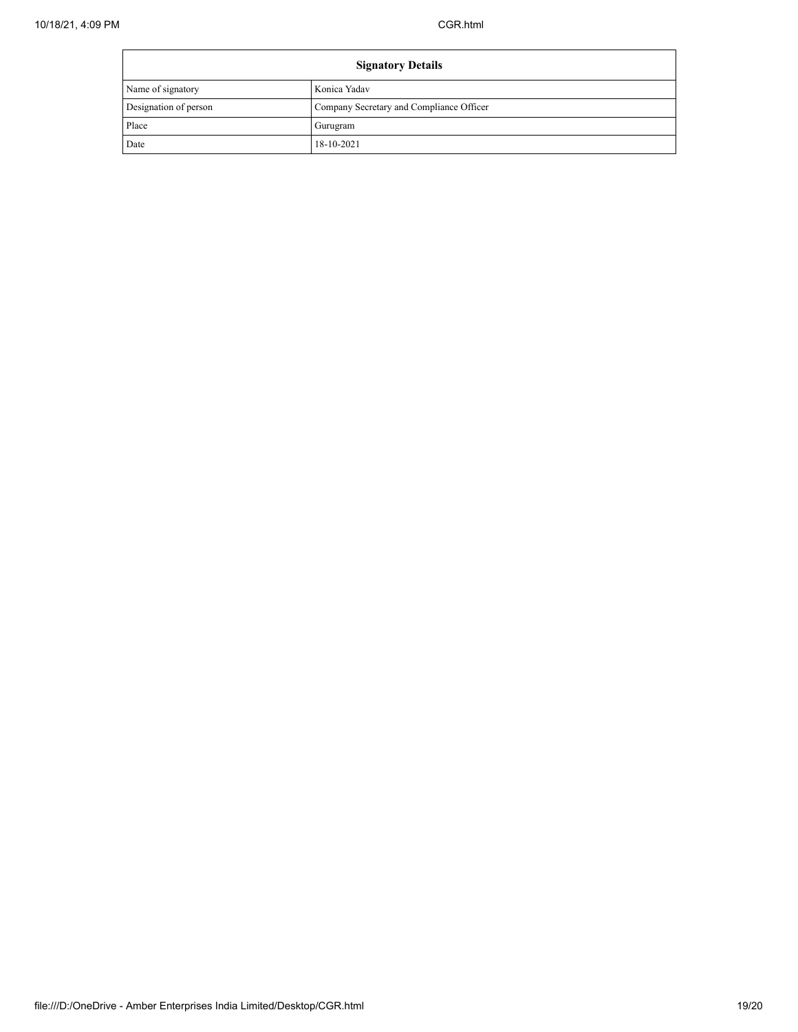| Signatory Details | |
|---|---|
| Name of signatory | Konica Yadav |
| Designation of person | Company Secretary and Compliance Officer |
| Place | Gurugram |
| Date | 18-10-2021 |